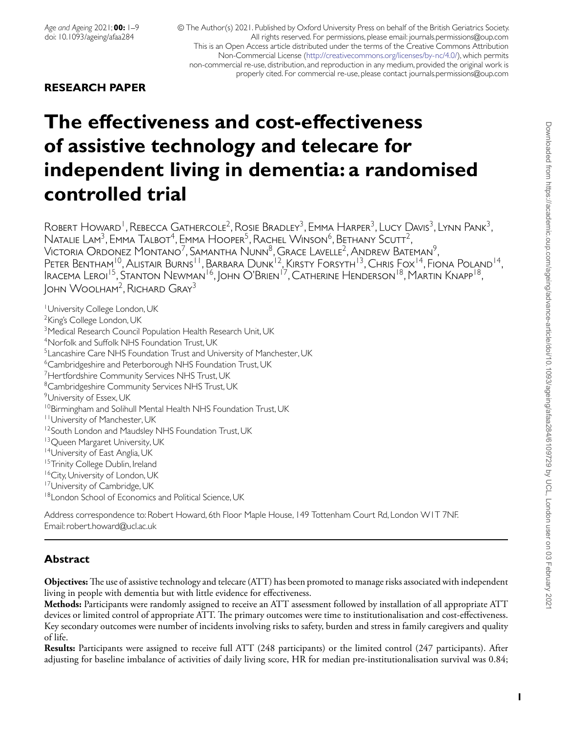**RESEARCH PAPER**

# The effectiveness and cost-effectiveness of assistive technology and telecare for independent living in dementia: a randomised controlled trial

Robert Howard[1], Rebecca Gathercole[2], Rosie Bradley[3], Emma Harper[3], Lucy Davis[3], Lynn Pank[3], Natalie Lam[3], Emma Talbot[4], Emma Hooper[5], Rachel Winson[6], Bethany Scutt[2], Victoria Ordonez Montano[7], Samantha Nunn[8], Grace Lavelle[2], Andrew Bateman[9], Peter Bentham[10], Alistair Burns[11], Barbara Dunk[12], Kirsty Forsyth[13], Chris Fox[14], Fiona Poland[14], Iracema Leroi[15], Stanton Newman[16], John O'Brien[17], Catherine Henderson[18], Martin Knapp[18], John Woolham[2], Richard Gray[3]

[1]University College London, UK
[2]King's College London, UK
[3]Medical Research Council Population Health Research Unit, UK
[4]Norfolk and Suffolk NHS Foundation Trust, UK
[5]Lancashire Care NHS Foundation Trust and University of Manchester, UK
[6]Cambridgeshire and Peterborough NHS Foundation Trust, UK
[7]Hertfordshire Community Services NHS Trust, UK
[8]Cambridgeshire Community Services NHS Trust, UK
[9]University of Essex, UK
[10]Birmingham and Solihull Mental Health NHS Foundation Trust, UK
[11]University of Manchester, UK
[12]South London and Maudsley NHS Foundation Trust, UK
[13]Queen Margaret University, UK
[14]University of East Anglia, UK
[15]Trinity College Dublin, Ireland
[16]City, University of London, UK
[17]University of Cambridge, UK
[18]London School of Economics and Political Science, UK

Address correspondence to: Robert Howard, 6th Floor Maple House, 149 Tottenham Court Rd, London W1T 7NF. Email: robert.howard@ucl.ac.uk

## Abstract

**Objectives:** The use of assistive technology and telecare (ATT) has been promoted to manage risks associated with independent living in people with dementia but with little evidence for effectiveness.

**Methods:** Participants were randomly assigned to receive an ATT assessment followed by installation of all appropriate ATT devices or limited control of appropriate ATT. The primary outcomes were time to institutionalisation and cost-effectiveness. Key secondary outcomes were number of incidents involving risks to safety, burden and stress in family caregivers and quality of life.

**Results:** Participants were assigned to receive full ATT (248 participants) or the limited control (247 participants). After adjusting for baseline imbalance of activities of daily living score, HR for median pre-institutionalisation survival was 0.84;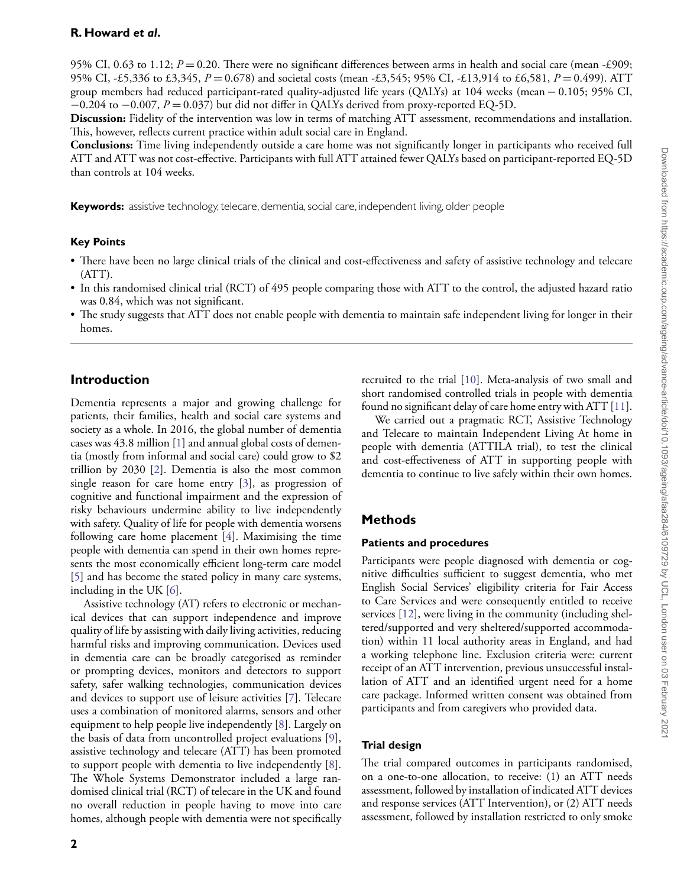95% CI, 0.63 to 1.12; $P = 0.20$. There were no significant differences between arms in health and social care (mean -£909; 95% CI, -£5,336 to £3,345, $P = 0.678$) and societal costs (mean -£3,545; 95% CI, -£13,914 to £6,581, $P = 0.499$). ATT group members had reduced participant-rated quality-adjusted life years (QALYs) at 104 weeks (mean $-0.105$; 95% CI, $-0.204$ to $-0.007$, $P = 0.037$) but did not differ in QALYs derived from proxy-reported EQ-5D.

**Discussion:** Fidelity of the intervention was low in terms of matching ATT assessment, recommendations and installation. This, however, reflects current practice within adult social care in England.

**Conclusions:** Time living independently outside a care home was not significantly longer in participants who received full ATT and ATT was not cost-effective. Participants with full ATT attained fewer QALYs based on participant-reported EQ-5D than controls at 104 weeks.

**Keywords:** assistive technology, telecare, dementia, social care, independent living, older people

### Key Points

- There have been no large clinical trials of the clinical and cost-effectiveness and safety of assistive technology and telecare (ATT).
- In this randomised clinical trial (RCT) of 495 people comparing those with ATT to the control, the adjusted hazard ratio was 0.84, which was not significant.
- The study suggests that ATT does not enable people with dementia to maintain safe independent living for longer in their homes.

## Introduction

Dementia represents a major and growing challenge for patients, their families, health and social care systems and society as a whole. In 2016, the global number of dementia cases was 43.8 million [1] and annual global costs of dementia (mostly from informal and social care) could grow to $2 trillion by 2030 [2]. Dementia is also the most common single reason for care home entry [3], as progression of cognitive and functional impairment and the expression of risky behaviours undermine ability to live independently with safety. Quality of life for people with dementia worsens following care home placement [4]. Maximising the time people with dementia can spend in their own homes represents the most economically efficient long-term care model [5] and has become the stated policy in many care systems, including in the UK [6].

Assistive technology (AT) refers to electronic or mechanical devices that can support independence and improve quality of life by assisting with daily living activities, reducing harmful risks and improving communication. Devices used in dementia care can be broadly categorised as reminder or prompting devices, monitors and detectors to support safety, safer walking technologies, communication devices and devices to support use of leisure activities [7]. Telecare uses a combination of monitored alarms, sensors and other equipment to help people live independently [8]. Largely on the basis of data from uncontrolled project evaluations [9], assistive technology and telecare (ATT) has been promoted to support people with dementia to live independently [8]. The Whole Systems Demonstrator included a large randomised clinical trial (RCT) of telecare in the UK and found no overall reduction in people having to move into care homes, although people with dementia were not specifically recruited to the trial [10]. Meta-analysis of two small and short randomised controlled trials in people with dementia found no significant delay of care home entry with ATT [11].

We carried out a pragmatic RCT, Assistive Technology and Telecare to maintain Independent Living At home in people with dementia (ATTILA trial), to test the clinical and cost-effectiveness of ATT in supporting people with dementia to continue to live safely within their own homes.

## Methods

### Patients and procedures

Participants were people diagnosed with dementia or cognitive difficulties sufficient to suggest dementia, who met English Social Services' eligibility criteria for Fair Access to Care Services and were consequently entitled to receive services [12], were living in the community (including sheltered/supported and very sheltered/supported accommodation) within 11 local authority areas in England, and had a working telephone line. Exclusion criteria were: current receipt of an ATT intervention, previous unsuccessful installation of ATT and an identified urgent need for a home care package. Informed written consent was obtained from participants and from caregivers who provided data.

### Trial design

The trial compared outcomes in participants randomised, on a one-to-one allocation, to receive: (1) an ATT needs assessment, followed by installation of indicated ATT devices and response services (ATT Intervention), or (2) ATT needs assessment, followed by installation restricted to only smoke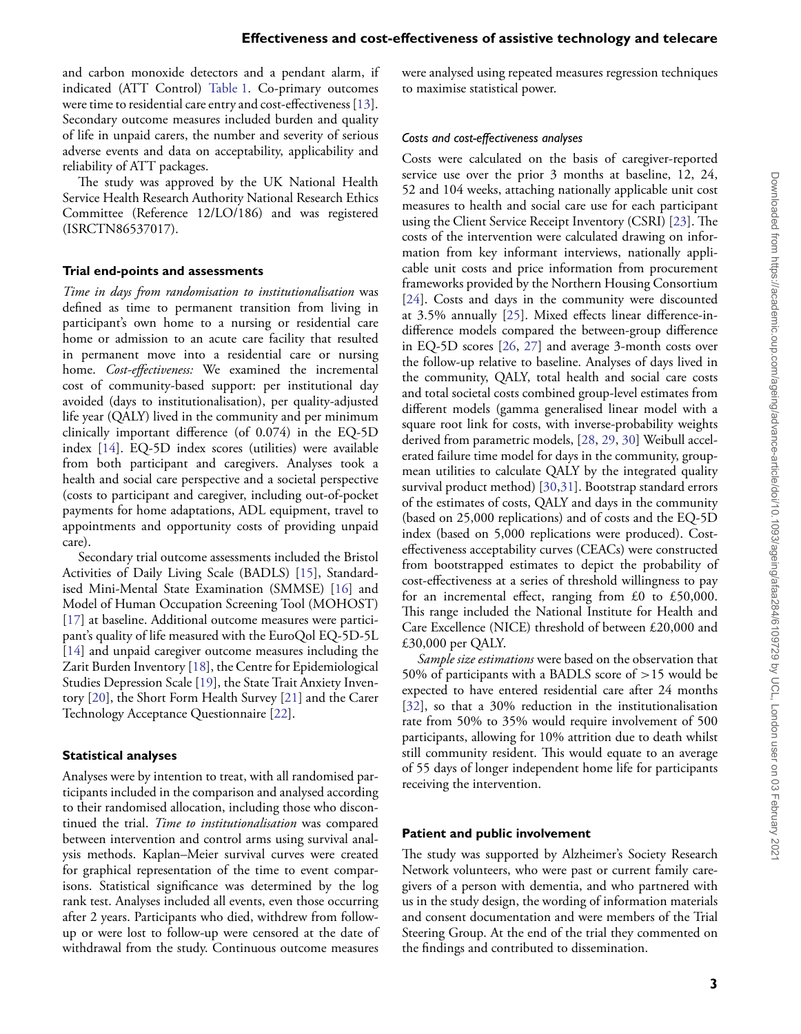and carbon monoxide detectors and a pendant alarm, if indicated (ATT Control) Table 1. Co-primary outcomes were time to residential care entry and cost-effectiveness [13]. Secondary outcome measures included burden and quality of life in unpaid carers, the number and severity of serious adverse events and data on acceptability, applicability and reliability of ATT packages.

The study was approved by the UK National Health Service Health Research Authority National Research Ethics Committee (Reference 12/LO/186) and was registered (ISRCTN86537017).

### Trial end-points and assessments

*Time in days from randomisation to institutionalisation* was defined as time to permanent transition from living in participant's own home to a nursing or residential care home or admission to an acute care facility that resulted in permanent move into a residential care or nursing home. *Cost-effectiveness:* We examined the incremental cost of community-based support: per institutional day avoided (days to institutionalisation), per quality-adjusted life year (QALY) lived in the community and per minimum clinically important difference (of 0.074) in the EQ-5D index [14]. EQ-5D index scores (utilities) were available from both participant and caregivers. Analyses took a health and social care perspective and a societal perspective (costs to participant and caregiver, including out-of-pocket payments for home adaptations, ADL equipment, travel to appointments and opportunity costs of providing unpaid care).

Secondary trial outcome assessments included the Bristol Activities of Daily Living Scale (BADLS) [15], Standardised Mini-Mental State Examination (SMMSE) [16] and Model of Human Occupation Screening Tool (MOHOST) [17] at baseline. Additional outcome measures were participant's quality of life measured with the EuroQol EQ-5D-5L [14] and unpaid caregiver outcome measures including the Zarit Burden Inventory [18], the Centre for Epidemiological Studies Depression Scale [19], the State Trait Anxiety Inventory [20], the Short Form Health Survey [21] and the Carer Technology Acceptance Questionnaire [22].

### Statistical analyses

Analyses were by intention to treat, with all randomised participants included in the comparison and analysed according to their randomised allocation, including those who discontinued the trial. *Time to institutionalisation* was compared between intervention and control arms using survival analysis methods. Kaplan–Meier survival curves were created for graphical representation of the time to event comparisons. Statistical significance was determined by the log rank test. Analyses included all events, even those occurring after 2 years. Participants who died, withdrew from follow-up or were lost to follow-up were censored at the date of withdrawal from the study. Continuous outcome measures were analysed using repeated measures regression techniques to maximise statistical power.

#### *Costs and cost-effectiveness analyses*

Costs were calculated on the basis of caregiver-reported service use over the prior 3 months at baseline, 12, 24, 52 and 104 weeks, attaching nationally applicable unit cost measures to health and social care use for each participant using the Client Service Receipt Inventory (CSRI) [23]. The costs of the intervention were calculated drawing on information from key informant interviews, nationally applicable unit costs and price information from procurement frameworks provided by the Northern Housing Consortium [24]. Costs and days in the community were discounted at 3.5% annually [25]. Mixed effects linear difference-in-difference models compared the between-group difference in EQ-5D scores [26, 27] and average 3-month costs over the follow-up relative to baseline. Analyses of days lived in the community, QALY, total health and social care costs and total societal costs combined group-level estimates from different models (gamma generalised linear model with a square root link for costs, with inverse-probability weights derived from parametric models, [28, 29, 30] Weibull accelerated failure time model for days in the community, group-mean utilities to calculate QALY by the integrated quality survival product method) [30,31]. Bootstrap standard errors of the estimates of costs, QALY and days in the community (based on 25,000 replications) and of costs and the EQ-5D index (based on 5,000 replications were produced). Cost-effectiveness acceptability curves (CEACs) were constructed from bootstrapped estimates to depict the probability of cost-effectiveness at a series of threshold willingness to pay for an incremental effect, ranging from £0 to £50,000. This range included the National Institute for Health and Care Excellence (NICE) threshold of between £20,000 and £30,000 per QALY.

*Sample size estimations* were based on the observation that 50% of participants with a BADLS score of >15 would be expected to have entered residential care after 24 months [32], so that a 30% reduction in the institutionalisation rate from 50% to 35% would require involvement of 500 participants, allowing for 10% attrition due to death whilst still community resident. This would equate to an average of 55 days of longer independent home life for participants receiving the intervention.

### Patient and public involvement

The study was supported by Alzheimer's Society Research Network volunteers, who were past or current family caregivers of a person with dementia, and who partnered with us in the study design, the wording of information materials and consent documentation and were members of the Trial Steering Group. At the end of the trial they commented on the findings and contributed to dissemination.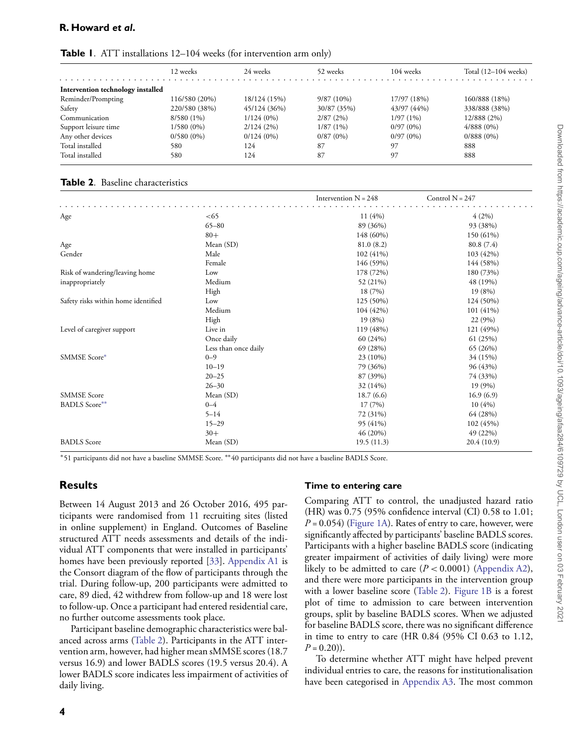**Table 1**. ATT installations 12–104 weeks (for intervention arm only)

| | 12 weeks | 24 weeks | 52 weeks | 104 weeks | Total (12–104 weeks) |
|---|---|---|---|---|---|
| **Intervention technology installed** | | | | | |
| Reminder/Prompting | 116/580 (20%) | 18/124 (15%) | 9/87 (10%) | 17/97 (18%) | 160/888 (18%) |
| Safety | 220/580 (38%) | 45/124 (36%) | 30/87 (35%) | 43/97 (44%) | 338/888 (38%) |
| Communication | 8/580 (1%) | 1/124 (0%) | 2/87 (2%) | 1/97 (1%) | 12/888 (2%) |
| Support leisure time | 1/580 (0%) | 2/124 (2%) | 1/87 (1%) | 0/97 (0%) | 4/888 (0%) |
| Any other devices | 0/580 (0%) | 0/124 (0%) | 0/87 (0%) | 0/97 (0%) | 0/888 (0%) |
| Total installed | 580 | 124 | 87 | 97 | 888 |
| Total installed | 580 | 124 | 87 | 97 | 888 |

**Table 2**. Baseline characteristics

| | | Intervention N = 248 | Control N = 247 |
|---|---|---|---|
| Age | <65 | 11 (4%) | 4 (2%) |
| | 65–80 | 89 (36%) | 93 (38%) |
| | 80+ | 148 (60%) | 150 (61%) |
| Age | Mean (SD) | 81.0 (8.2) | 80.8 (7.4) |
| Gender | Male | 102 (41%) | 103 (42%) |
| | Female | 146 (59%) | 144 (58%) |
| Risk of wandering/leaving home inappropriately | Low | 178 (72%) | 180 (73%) |
| | Medium | 52 (21%) | 48 (19%) |
| | High | 18 (7%) | 19 (8%) |
| Safety risks within home identified | Low | 125 (50%) | 124 (50%) |
| | Medium | 104 (42%) | 101 (41%) |
| | High | 19 (8%) | 22 (9%) |
| Level of caregiver support | Live in | 119 (48%) | 121 (49%) |
| | Once daily | 60 (24%) | 61 (25%) |
| | Less than once daily | 69 (28%) | 65 (26%) |
| SMMSE Score* | 0–9 | 23 (10%) | 34 (15%) |
| | 10–19 | 79 (36%) | 96 (43%) |
| | 20–25 | 87 (39%) | 74 (33%) |
| | 26–30 | 32 (14%) | 19 (9%) |
| SMMSE Score | Mean (SD) | 18.7 (6.6) | 16.9 (6.9) |
| BADLS Score** | 0–4 | 17 (7%) | 10 (4%) |
| | 5–14 | 72 (31%) | 64 (28%) |
| | 15–29 | 95 (41%) | 102 (45%) |
| | 30+ | 46 (20%) | 49 (22%) |
| BADLS Score | Mean (SD) | 19.5 (11.3) | 20.4 (10.9) |

*51 participants did not have a baseline SMMSE Score. **40 participants did not have a baseline BADLS Score.

## Results

Between 14 August 2013 and 26 October 2016, 495 participants were randomised from 11 recruiting sites (listed in online supplement) in England. Outcomes of Baseline structured ATT needs assessments and details of the individual ATT components that were installed in participants' homes have been previously reported [33]. Appendix A1 is the Consort diagram of the flow of participants through the trial. During follow-up, 200 participants were admitted to care, 89 died, 42 withdrew from follow-up and 18 were lost to follow-up. Once a participant had entered residential care, no further outcome assessments took place.

Participant baseline demographic characteristics were balanced across arms (Table 2). Participants in the ATT intervention arm, however, had higher mean sMMSE scores (18.7 versus 16.9) and lower BADLS scores (19.5 versus 20.4). A lower BADLS score indicates less impairment of activities of daily living.

### Time to entering care

Comparing ATT to control, the unadjusted hazard ratio (HR) was 0.75 (95% confidence interval (CI) 0.58 to 1.01; $P = 0.054$) (Figure 1A). Rates of entry to care, however, were significantly affected by participants' baseline BADLS scores. Participants with a higher baseline BADLS score (indicating greater impairment of activities of daily living) were more likely to be admitted to care ($P < 0.0001$) (Appendix A2), and there were more participants in the intervention group with a lower baseline score (Table 2). Figure 1B is a forest plot of time to admission to care between intervention groups, split by baseline BADLS scores. When we adjusted for baseline BADLS score, there was no significant difference in time to entry to care (HR 0.84 (95% CI 0.63 to 1.12, $P = 0.20$)).

To determine whether ATT might have helped prevent individual entries to care, the reasons for institutionalisation have been categorised in Appendix A3. The most common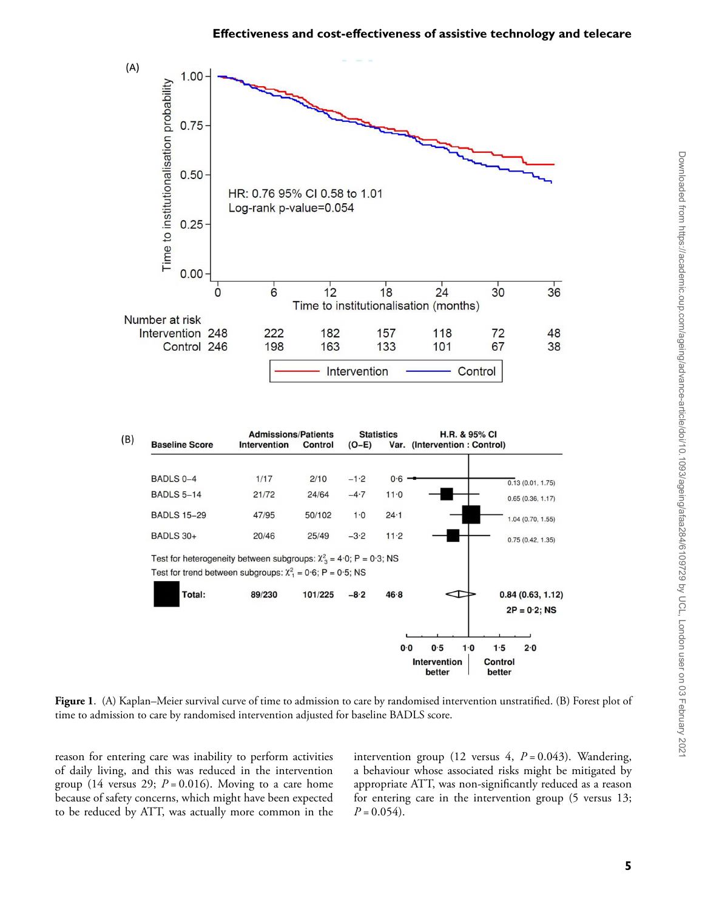(A)

HR: 0.76 95% CI 0.58 to 1.01
Log-rank p-value=0.054

| Number at risk | 0 | 6 | 12 | 18 | 24 | 30 | 36 |
|---|---|---|---|---|---|---|---|
| Intervention | 248 | 222 | 182 | 157 | 118 | 72 | 48 |
| Control | 246 | 198 | 163 | 133 | 101 | 67 | 38 |

(B)

| Baseline Score | Admissions/Patients Intervention | Admissions/Patients Control | Statistics (O–E) | Statistics Var. | H.R. & 95% CI (Intervention : Control) |
|---|---|---|---|---|---|
| BADLS 0–4 | 1/17 | 2/10 | −1·2 | 0·6 | 0.13 (0.01, 1.75) |
| BADLS 5–14 | 21/72 | 24/64 | −4·7 | 11·0 | 0.65 (0.36, 1.17) |
| BADLS 15–29 | 47/95 | 50/102 | 1·0 | 24·1 | 1.04 (0.70, 1.55) |
| BADLS 30+ | 20/46 | 25/49 | −3·2 | 11·2 | 0.75 (0.42, 1.35) |
| **Total:** | **89/230** | **101/225** | **−8·2** | **46·8** | **0.84 (0.63, 1.12)** |

Test for heterogeneity between subgroups: $\chi^2_3 = 4{\cdot}0$; P = 0·3; NS

Test for trend between subgroups: $\chi^2_1 = 0{\cdot}6$; P = 0·5; NS

**2P = 0·2; NS**

**Figure 1**. (A) Kaplan–Meier survival curve of time to admission to care by randomised intervention unstratified. (B) Forest plot of time to admission to care by randomised intervention adjusted for baseline BADLS score.

reason for entering care was inability to perform activities of daily living, and this was reduced in the intervention group (14 versus 29; *P* = 0.016). Moving to a care home because of safety concerns, which might have been expected to be reduced by ATT, was actually more common in the intervention group (12 versus 4, *P* = 0.043). Wandering, a behaviour whose associated risks might be mitigated by appropriate ATT, was non-significantly reduced as a reason for entering care in the intervention group (5 versus 13; *P* = 0.054).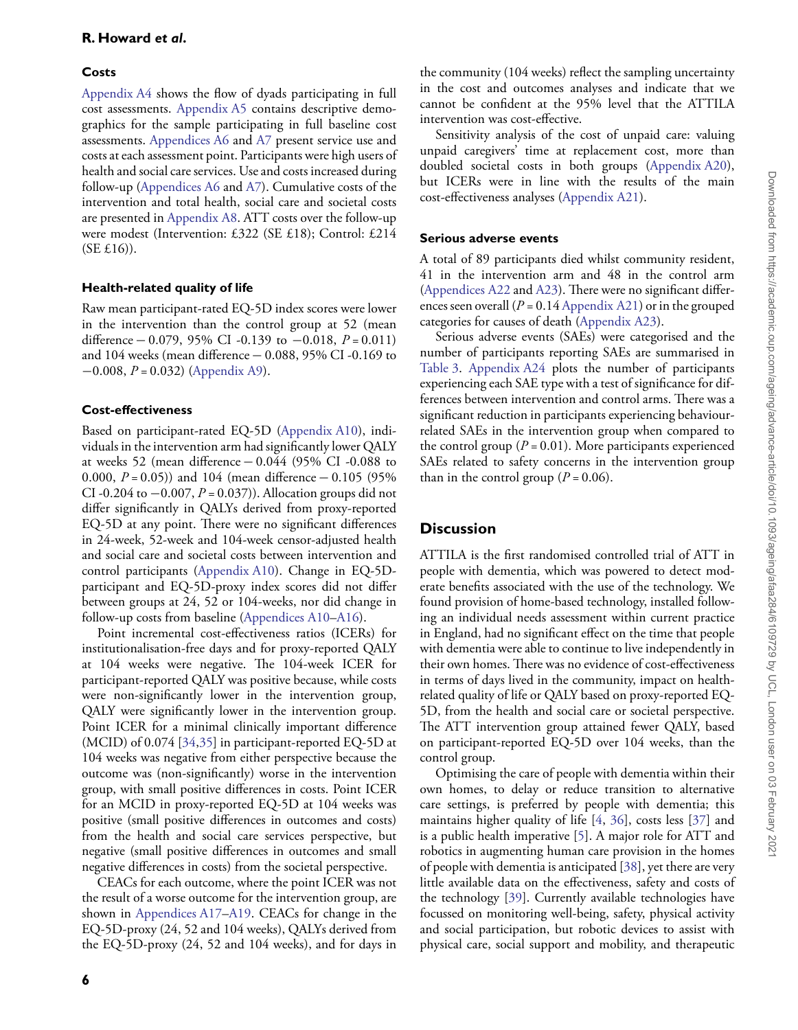### Costs

Appendix A4 shows the flow of dyads participating in full cost assessments. Appendix A5 contains descriptive demographics for the sample participating in full baseline cost assessments. Appendices A6 and A7 present service use and costs at each assessment point. Participants were high users of health and social care services. Use and costs increased during follow-up (Appendices A6 and A7). Cumulative costs of the intervention and total health, social care and societal costs are presented in Appendix A8. ATT costs over the follow-up were modest (Intervention: £322 (SE £18); Control: £214 (SE £16)).

### Health-related quality of life

Raw mean participant-rated EQ-5D index scores were lower in the intervention than the control group at 52 (mean difference − 0.079, 95% CI -0.139 to −0.018, $P = 0.011$) and 104 weeks (mean difference − 0.088, 95% CI -0.169 to −0.008, $P = 0.032$) (Appendix A9).

### Cost-effectiveness

Based on participant-rated EQ-5D (Appendix A10), individuals in the intervention arm had significantly lower QALY at weeks 52 (mean difference − 0.044 (95% CI -0.088 to 0.000, $P = 0.05$)) and 104 (mean difference − 0.105 (95% CI -0.204 to −0.007, $P = 0.037$)). Allocation groups did not differ significantly in QALYs derived from proxy-reported EQ-5D at any point. There were no significant differences in 24-week, 52-week and 104-week censor-adjusted health and social care and societal costs between intervention and control participants (Appendix A10). Change in EQ-5D-participant and EQ-5D-proxy index scores did not differ between groups at 24, 52 or 104-weeks, nor did change in follow-up costs from baseline (Appendices A10–A16).

Point incremental cost-effectiveness ratios (ICERs) for institutionalisation-free days and for proxy-reported QALY at 104 weeks were negative. The 104-week ICER for participant-reported QALY was positive because, while costs were non-significantly lower in the intervention group, QALY were significantly lower in the intervention group. Point ICER for a minimal clinically important difference (MCID) of 0.074 [34,35] in participant-reported EQ-5D at 104 weeks was negative from either perspective because the outcome was (non-significantly) worse in the intervention group, with small positive differences in costs. Point ICER for an MCID in proxy-reported EQ-5D at 104 weeks was positive (small positive differences in outcomes and costs) from the health and social care services perspective, but negative (small positive differences in outcomes and small negative differences in costs) from the societal perspective.

CEACs for each outcome, where the point ICER was not the result of a worse outcome for the intervention group, are shown in Appendices A17–A19. CEACs for change in the EQ-5D-proxy (24, 52 and 104 weeks), QALYs derived from the EQ-5D-proxy (24, 52 and 104 weeks), and for days in the community (104 weeks) reflect the sampling uncertainty in the cost and outcomes analyses and indicate that we cannot be confident at the 95% level that the ATTILA intervention was cost-effective.

Sensitivity analysis of the cost of unpaid care: valuing unpaid caregivers' time at replacement cost, more than doubled societal costs in both groups (Appendix A20), but ICERs were in line with the results of the main cost-effectiveness analyses (Appendix A21).

### Serious adverse events

A total of 89 participants died whilst community resident, 41 in the intervention arm and 48 in the control arm (Appendices A22 and A23). There were no significant differences seen overall ($P = 0.14$ Appendix A21) or in the grouped categories for causes of death (Appendix A23).

Serious adverse events (SAEs) were categorised and the number of participants reporting SAEs are summarised in Table 3. Appendix A24 plots the number of participants experiencing each SAE type with a test of significance for differences between intervention and control arms. There was a significant reduction in participants experiencing behaviour-related SAEs in the intervention group when compared to the control group ($P = 0.01$). More participants experienced SAEs related to safety concerns in the intervention group than in the control group ($P = 0.06$).

## Discussion

ATTILA is the first randomised controlled trial of ATT in people with dementia, which was powered to detect moderate benefits associated with the use of the technology. We found provision of home-based technology, installed following an individual needs assessment within current practice in England, had no significant effect on the time that people with dementia were able to continue to live independently in their own homes. There was no evidence of cost-effectiveness in terms of days lived in the community, impact on health-related quality of life or QALY based on proxy-reported EQ-5D, from the health and social care or societal perspective. The ATT intervention group attained fewer QALY, based on participant-reported EQ-5D over 104 weeks, than the control group.

Optimising the care of people with dementia within their own homes, to delay or reduce transition to alternative care settings, is preferred by people with dementia; this maintains higher quality of life [4, 36], costs less [37] and is a public health imperative [5]. A major role for ATT and robotics in augmenting human care provision in the homes of people with dementia is anticipated [38], yet there are very little available data on the effectiveness, safety and costs of the technology [39]. Currently available technologies have focussed on monitoring well-being, safety, physical activity and social participation, but robotic devices to assist with physical care, social support and mobility, and therapeutic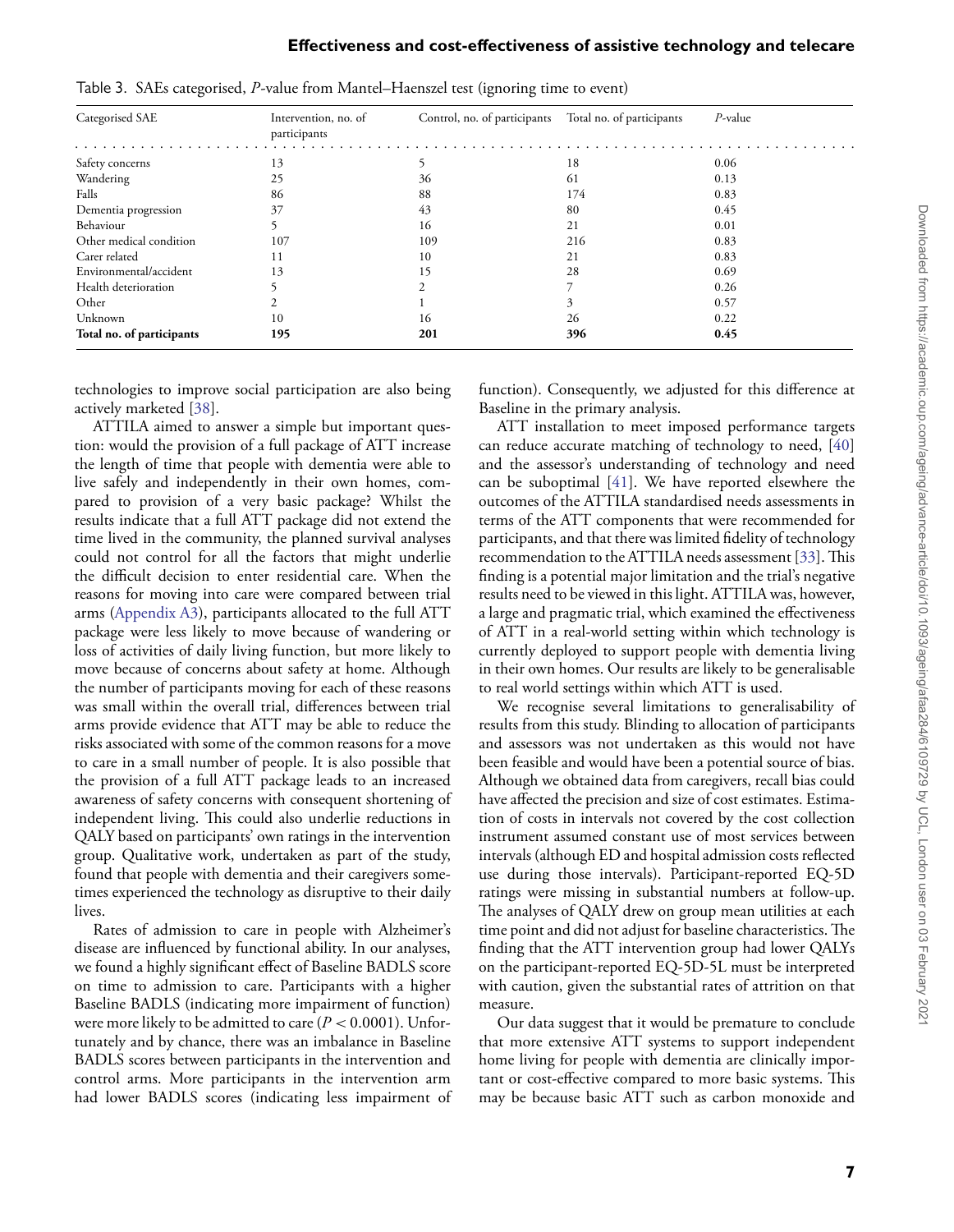Table 3. SAEs categorised, *P*-value from Mantel–Haenszel test (ignoring time to event)

| Categorised SAE | Intervention, no. of participants | Control, no. of participants | Total no. of participants | *P*-value |
|---|---|---|---|---|
| Safety concerns | 13 | 5 | 18 | 0.06 |
| Wandering | 25 | 36 | 61 | 0.13 |
| Falls | 86 | 88 | 174 | 0.83 |
| Dementia progression | 37 | 43 | 80 | 0.45 |
| Behaviour | 5 | 16 | 21 | 0.01 |
| Other medical condition | 107 | 109 | 216 | 0.83 |
| Carer related | 11 | 10 | 21 | 0.83 |
| Environmental/accident | 13 | 15 | 28 | 0.69 |
| Health deterioration | 5 | 2 | 7 | 0.26 |
| Other | 2 | 1 | 3 | 0.57 |
| Unknown | 10 | 16 | 26 | 0.22 |
| **Total no. of participants** | **195** | **201** | **396** | **0.45** |

technologies to improve social participation are also being actively marketed [38].

ATTILA aimed to answer a simple but important question: would the provision of a full package of ATT increase the length of time that people with dementia were able to live safely and independently in their own homes, compared to provision of a very basic package? Whilst the results indicate that a full ATT package did not extend the time lived in the community, the planned survival analyses could not control for all the factors that might underlie the difficult decision to enter residential care. When the reasons for moving into care were compared between trial arms (Appendix A3), participants allocated to the full ATT package were less likely to move because of wandering or loss of activities of daily living function, but more likely to move because of concerns about safety at home. Although the number of participants moving for each of these reasons was small within the overall trial, differences between trial arms provide evidence that ATT may be able to reduce the risks associated with some of the common reasons for a move to care in a small number of people. It is also possible that the provision of a full ATT package leads to an increased awareness of safety concerns with consequent shortening of independent living. This could also underlie reductions in QALY based on participants' own ratings in the intervention group. Qualitative work, undertaken as part of the study, found that people with dementia and their caregivers sometimes experienced the technology as disruptive to their daily lives.

Rates of admission to care in people with Alzheimer's disease are influenced by functional ability. In our analyses, we found a highly significant effect of Baseline BADLS score on time to admission to care. Participants with a higher Baseline BADLS (indicating more impairment of function) were more likely to be admitted to care ($P < 0.0001$). Unfortunately and by chance, there was an imbalance in Baseline BADLS scores between participants in the intervention and control arms. More participants in the intervention arm had lower BADLS scores (indicating less impairment of function). Consequently, we adjusted for this difference at Baseline in the primary analysis.

ATT installation to meet imposed performance targets can reduce accurate matching of technology to need, [40] and the assessor's understanding of technology and need can be suboptimal [41]. We have reported elsewhere the outcomes of the ATTILA standardised needs assessments in terms of the ATT components that were recommended for participants, and that there was limited fidelity of technology recommendation to the ATTILA needs assessment [33]. This finding is a potential major limitation and the trial's negative results need to be viewed in this light. ATTILA was, however, a large and pragmatic trial, which examined the effectiveness of ATT in a real-world setting within which technology is currently deployed to support people with dementia living in their own homes. Our results are likely to be generalisable to real world settings within which ATT is used.

We recognise several limitations to generalisability of results from this study. Blinding to allocation of participants and assessors was not undertaken as this would not have been feasible and would have been a potential source of bias. Although we obtained data from caregivers, recall bias could have affected the precision and size of cost estimates. Estimation of costs in intervals not covered by the cost collection instrument assumed constant use of most services between intervals (although ED and hospital admission costs reflected use during those intervals). Participant-reported EQ-5D ratings were missing in substantial numbers at follow-up. The analyses of QALY drew on group mean utilities at each time point and did not adjust for baseline characteristics. The finding that the ATT intervention group had lower QALYs on the participant-reported EQ-5D-5L must be interpreted with caution, given the substantial rates of attrition on that measure.

Our data suggest that it would be premature to conclude that more extensive ATT systems to support independent home living for people with dementia are clinically important or cost-effective compared to more basic systems. This may be because basic ATT such as carbon monoxide and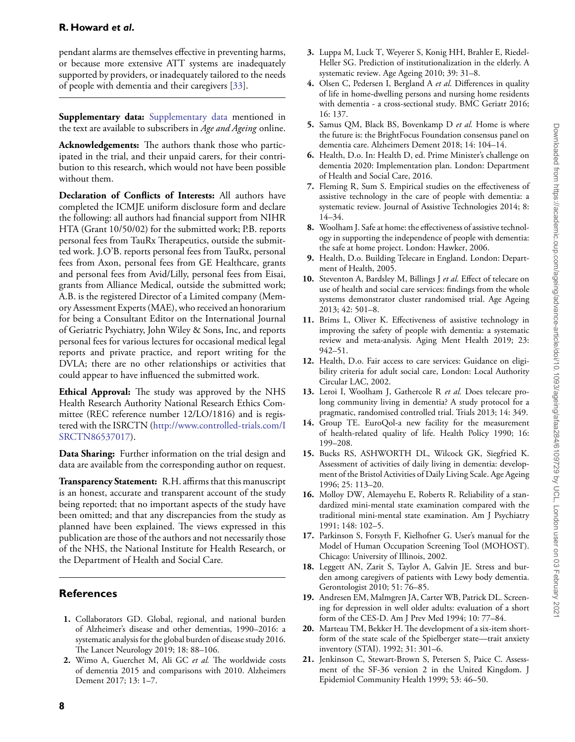pendant alarms are themselves effective in preventing harms, or because more extensive ATT systems are inadequately supported by providers, or inadequately tailored to the needs of people with dementia and their caregivers [33].

**Supplementary data:** Supplementary data mentioned in the text are available to subscribers in *Age and Ageing* online.

**Acknowledgements:** The authors thank those who participated in the trial, and their unpaid carers, for their contribution to this research, which would not have been possible without them.

**Declaration of Conflicts of Interests:** All authors have completed the ICMJE uniform disclosure form and declare the following: all authors had financial support from NIHR HTA (Grant 10/50/02) for the submitted work; P.B. reports personal fees from TauRx Therapeutics, outside the submitted work. J.O'B. reports personal fees from TauRx, personal fees from Axon, personal fees from GE Healthcare, grants and personal fees from Avid/Lilly, personal fees from Eisai, grants from Alliance Medical, outside the submitted work; A.B. is the registered Director of a Limited company (Memory Assessment Experts (MAE), who received an honorarium for being a Consultant Editor on the International Journal of Geriatric Psychiatry, John Wiley & Sons, Inc, and reports personal fees for various lectures for occasional medical legal reports and private practice, and report writing for the DVLA; there are no other relationships or activities that could appear to have influenced the submitted work.

**Ethical Approval:** The study was approved by the NHS Health Research Authority National Research Ethics Committee (REC reference number 12/LO/1816) and is registered with the ISRCTN (http://www.controlled-trials.com/ISRCTN86537017).

**Data Sharing:** Further information on the trial design and data are available from the corresponding author on request.

**Transparency Statement:** R.H. affirms that this manuscript is an honest, accurate and transparent account of the study being reported; that no important aspects of the study have been omitted; and that any discrepancies from the study as planned have been explained. The views expressed in this publication are those of the authors and not necessarily those of the NHS, the National Institute for Health Research, or the Department of Health and Social Care.

## References

1. Collaborators GD. Global, regional, and national burden of Alzheimer's disease and other dementias, 1990–2016: a systematic analysis for the global burden of disease study 2016. The Lancet Neurology 2019; 18: 88–106.
2. Wimo A, Guerchet M, Ali GC *et al.* The worldwide costs of dementia 2015 and comparisons with 2010. Alzheimers Dement 2017; 13: 1–7.
3. Luppa M, Luck T, Weyerer S, Konig HH, Brahler E, Riedel-Heller SG. Prediction of institutionalization in the elderly. A systematic review. Age Ageing 2010; 39: 31–8.
4. Olsen C, Pedersen I, Bergland A *et al.* Differences in quality of life in home-dwelling persons and nursing home residents with dementia - a cross-sectional study. BMC Geriatr 2016; 16: 137.
5. Samus QM, Black BS, Bovenkamp D *et al.* Home is where the future is: the BrightFocus Foundation consensus panel on dementia care. Alzheimers Dement 2018; 14: 104–14.
6. Health, D.o. In: Health D, ed. Prime Minister's challenge on dementia 2020: Implementation plan. London: Department of Health and Social Care, 2016.
7. Fleming R, Sum S. Empirical studies on the effectiveness of assistive technology in the care of people with dementia: a systematic review. Journal of Assistive Technologies 2014; 8: 14–34.
8. Woolham J. Safe at home: the effectiveness of assistive technology in supporting the independence of people with dementia: the safe at home project. London: Hawker, 2006.
9. Health, D.o. Building Telecare in England. London: Department of Health, 2005.
10. Steventon A, Bardsley M, Billings J *et al.* Effect of telecare on use of health and social care services: findings from the whole systems demonstrator cluster randomised trial. Age Ageing 2013; 42: 501–8.
11. Brims L, Oliver K. Effectiveness of assistive technology in improving the safety of people with dementia: a systematic review and meta-analysis. Aging Ment Health 2019; 23: 942–51.
12. Health, D.o. Fair access to care services: Guidance on eligibility criteria for adult social care, London: Local Authority Circular LAC, 2002.
13. Leroi I, Woolham J, Gathercole R *et al.* Does telecare prolong community living in dementia? A study protocol for a pragmatic, randomised controlled trial. Trials 2013; 14: 349.
14. Group TE. EuroQol-a new facility for the measurement of health-related quality of life. Health Policy 1990; 16: 199–208.
15. Bucks RS, ASHWORTH DL, Wilcock GK, Siegfried K. Assessment of activities of daily living in dementia: development of the Bristol Activities of Daily Living Scale. Age Ageing 1996; 25: 113–20.
16. Molloy DW, Alemayehu E, Roberts R. Reliability of a standardized mini-mental state examination compared with the traditional mini-mental state examination. Am J Psychiatry 1991; 148: 102–5.
17. Parkinson S, Forsyth F, Kielhofner G. User's manual for the Model of Human Occupation Screening Tool (MOHOST). Chicago: University of Illinois, 2002.
18. Leggett AN, Zarit S, Taylor A, Galvin JE. Stress and burden among caregivers of patients with Lewy body dementia. Gerontologist 2010; 51: 76–85.
19. Andresen EM, Malmgren JA, Carter WB, Patrick DL. Screening for depression in well older adults: evaluation of a short form of the CES-D. Am J Prev Med 1994; 10: 77–84.
20. Marteau TM, Bekker H. The development of a six-item short-form of the state scale of the Spielberger state—trait anxiety inventory (STAI). 1992; 31: 301–6.
21. Jenkinson C, Stewart-Brown S, Petersen S, Paice C. Assessment of the SF-36 version 2 in the United Kingdom. J Epidemiol Community Health 1999; 53: 46–50.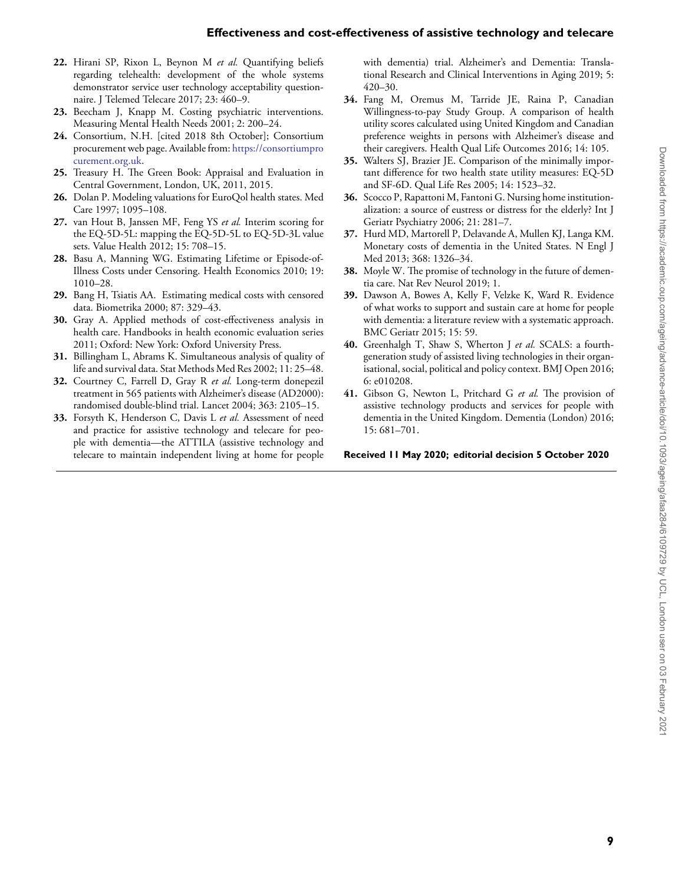22. Hirani SP, Rixon L, Beynon M *et al.* Quantifying beliefs regarding telehealth: development of the whole systems demonstrator service user technology acceptability questionnaire. J Telemed Telecare 2017; 23: 460–9.
23. Beecham J, Knapp M. Costing psychiatric interventions. Measuring Mental Health Needs 2001; 2: 200–24.
24. Consortium, N.H. [cited 2018 8th October]; Consortium procurement web page. Available from: https://consortiumprocurement.org.uk.
25. Treasury H. The Green Book: Appraisal and Evaluation in Central Government, London, UK, 2011, 2015.
26. Dolan P. Modeling valuations for EuroQol health states. Med Care 1997; 1095–108.
27. van Hout B, Janssen MF, Feng YS *et al.* Interim scoring for the EQ-5D-5L: mapping the EQ-5D-5L to EQ-5D-3L value sets. Value Health 2012; 15: 708–15.
28. Basu A, Manning WG. Estimating Lifetime or Episode-of-Illness Costs under Censoring. Health Economics 2010; 19: 1010–28.
29. Bang H, Tsiatis AA. Estimating medical costs with censored data. Biometrika 2000; 87: 329–43.
30. Gray A. Applied methods of cost-effectiveness analysis in health care. Handbooks in health economic evaluation series 2011; Oxford: New York: Oxford University Press.
31. Billingham L, Abrams K. Simultaneous analysis of quality of life and survival data. Stat Methods Med Res 2002; 11: 25–48.
32. Courtney C, Farrell D, Gray R *et al.* Long-term donepezil treatment in 565 patients with Alzheimer's disease (AD2000): randomised double-blind trial. Lancet 2004; 363: 2105–15.
33. Forsyth K, Henderson C, Davis L *et al.* Assessment of need and practice for assistive technology and telecare for people with dementia—the ATTILA (assistive technology and telecare to maintain independent living at home for people with dementia) trial. Alzheimer's and Dementia: Translational Research and Clinical Interventions in Aging 2019; 5: 420–30.
34. Fang M, Oremus M, Tarride JE, Raina P, Canadian Willingness-to-pay Study Group. A comparison of health utility scores calculated using United Kingdom and Canadian preference weights in persons with Alzheimer's disease and their caregivers. Health Qual Life Outcomes 2016; 14: 105.
35. Walters SJ, Brazier JE. Comparison of the minimally important difference for two health state utility measures: EQ-5D and SF-6D. Qual Life Res 2005; 14: 1523–32.
36. Scocco P, Rapattoni M, Fantoni G. Nursing home institutionalization: a source of eustress or distress for the elderly? Int J Geriatr Psychiatry 2006; 21: 281–7.
37. Hurd MD, Martorell P, Delavande A, Mullen KJ, Langa KM. Monetary costs of dementia in the United States. N Engl J Med 2013; 368: 1326–34.
38. Moyle W. The promise of technology in the future of dementia care. Nat Rev Neurol 2019; 1.
39. Dawson A, Bowes A, Kelly F, Velzke K, Ward R. Evidence of what works to support and sustain care at home for people with dementia: a literature review with a systematic approach. BMC Geriatr 2015; 15: 59.
40. Greenhalgh T, Shaw S, Wherton J *et al.* SCALS: a fourth-generation study of assisted living technologies in their organisational, social, political and policy context. BMJ Open 2016; 6: e010208.
41. Gibson G, Newton L, Pritchard G *et al.* The provision of assistive technology products and services for people with dementia in the United Kingdom. Dementia (London) 2016; 15: 681–701.

**Received 11 May 2020; editorial decision 5 October 2020**